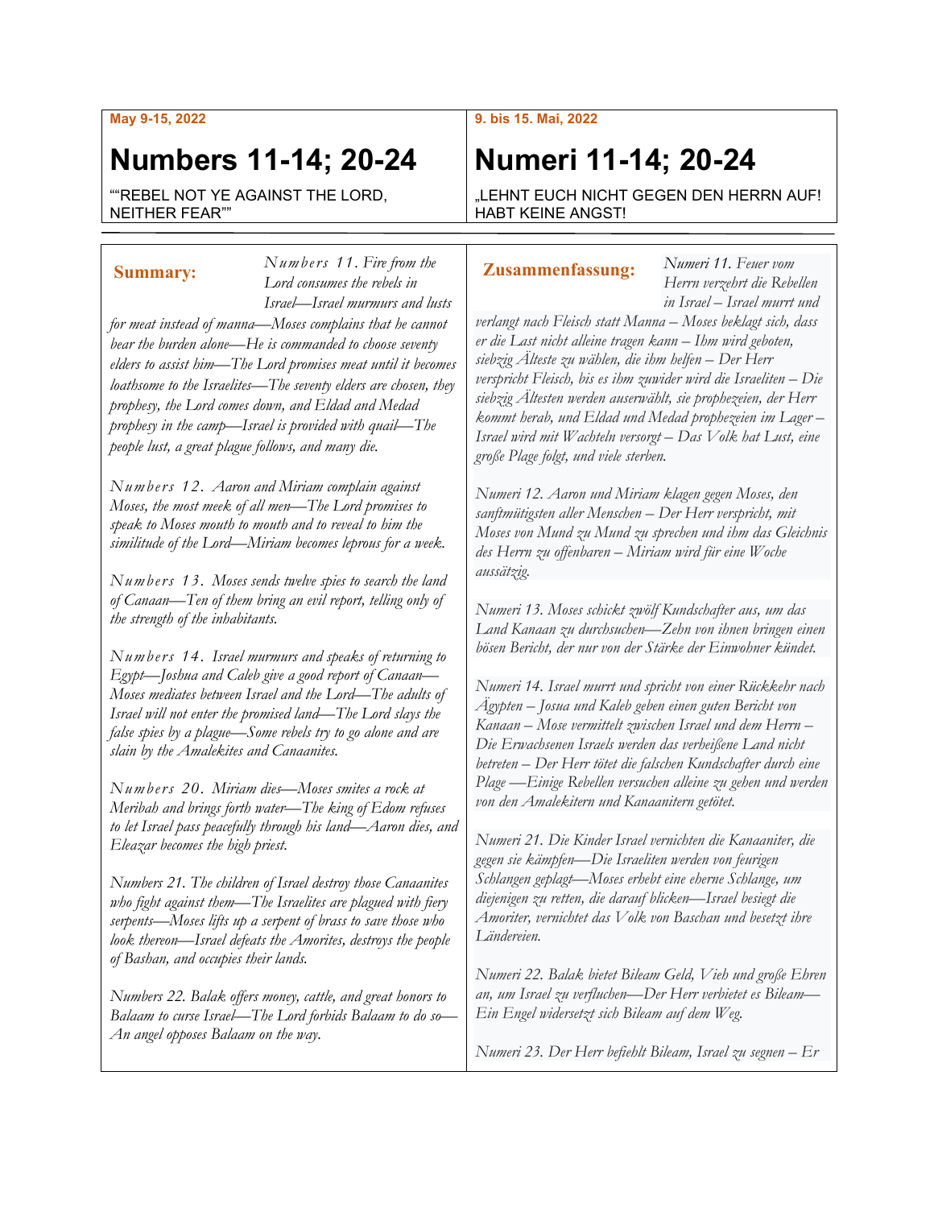May 9-15, 2022

# Numbers 11-14; 20-24

““REBEL NOT YE AGAINST THE LORD, NEITHER FEAR””

**Summary:**

*Numbers 11. Fire from the Lord consumes the rebels in Israel—Israel murmurs and lusts for meat instead of manna—Moses complains that he cannot bear the burden alone—He is commanded to choose seventy elders to assist him—The Lord promises meat until it becomes loathsome to the Israelites—The seventy elders are chosen, they prophesy, the Lord comes down, and Eldad and Medad prophesy in the camp—Israel is provided with quail—The people lust, a great plague follows, and many die.*

*Numbers 12. Aaron and Miriam complain against Moses, the most meek of all men—The Lord promises to speak to Moses mouth to mouth and to reveal to him the similitude of the Lord—Miriam becomes leprous for a week.*

*Numbers 13. Moses sends twelve spies to search the land of Canaan—Ten of them bring an evil report, telling only of the strength of the inhabitants.*

*Numbers 14. Israel murmurs and speaks of returning to Egypt—Joshua and Caleb give a good report of Canaan—Moses mediates between Israel and the Lord—The adults of Israel will not enter the promised land—The Lord slays the false spies by a plague—Some rebels try to go alone and are slain by the Amalekites and Canaanites.*

*Numbers 20. Miriam dies—Moses smites a rock at Meribah and brings forth water—The king of Edom refuses to let Israel pass peacefully through his land—Aaron dies, and Eleazar becomes the high priest.*

*Numbers 21. The children of Israel destroy those Canaanites who fight against them—The Israelites are plagued with fiery serpents—Moses lifts up a serpent of brass to save those who look thereon—Israel defeats the Amorites, destroys the people of Bashan, and occupies their lands.*

*Numbers 22. Balak offers money, cattle, and great honors to Balaam to curse Israel—The Lord forbids Balaam to do so—An angel opposes Balaam on the way.*

9. bis 15. Mai, 2022

# Numeri 11-14; 20-24

„LEHNT EUCH NICHT GEGEN DEN HERRN AUF! HABT KEINE ANGST!

**Zusammenfassung:**

*Numeri 11. Feuer vom Herrn verzehrt die Rebellen in Israel – Israel murrt und verlangt nach Fleisch statt Manna – Moses beklagt sich, dass er die Last nicht alleine tragen kann – Ihm wird geboten, siebzig Älteste zu wählen, die ihm helfen – Der Herr verspricht Fleisch, bis es ihm zuwider wird die Israeliten – Die siebzig Ältesten werden auserwählt, sie prophezeien, der Herr kommt herab, und Eldad und Medad prophezeien im Lager – Israel wird mit Wachteln versorgt – Das Volk hat Lust, eine große Plage folgt, und viele sterben.*

*Numeri 12. Aaron und Miriam klagen gegen Moses, den sanftmütigsten aller Menschen – Der Herr verspricht, mit Moses von Mund zu Mund zu sprechen und ihm das Gleichnis des Herrn zu offenbaren – Miriam wird für eine Woche aussätzig.*

*Numeri 13. Moses schickt zwölf Kundschafter aus, um das Land Kanaan zu durchsuchen—Zehn von ihnen bringen einen bösen Bericht, der nur von der Stärke der Einwohner kündet.*

*Numeri 14. Israel murrt und spricht von einer Rückkehr nach Ägypten – Josua und Kaleb geben einen guten Bericht von Kanaan – Mose vermittelt zwischen Israel und dem Herrn – Die Erwachsenen Israels werden das verheißene Land nicht betreten – Der Herr tötet die falschen Kundschafter durch eine Plage —Einige Rebellen versuchen alleine zu gehen und werden von den Amalekitern und Kanaanitern getötet.*

*Numeri 21. Die Kinder Israel vernichten die Kanaaniter, die gegen sie kämpfen—Die Israeliten werden von feurigen Schlangen geplagt—Moses erhebt eine eherne Schlange, um diejenigen zu retten, die darauf blicken—Israel besiegt die Amoriter, vernichtet das Volk von Baschan und besetzt ihre Ländereien.*

*Numeri 22. Balak bietet Bileam Geld, Vieh und große Ehren an, um Israel zu verfluchen—Der Herr verbietet es Bileam—Ein Engel widersetzt sich Bileam auf dem Weg.*

*Numeri 23. Der Herr befiehlt Bileam, Israel zu segnen – Er*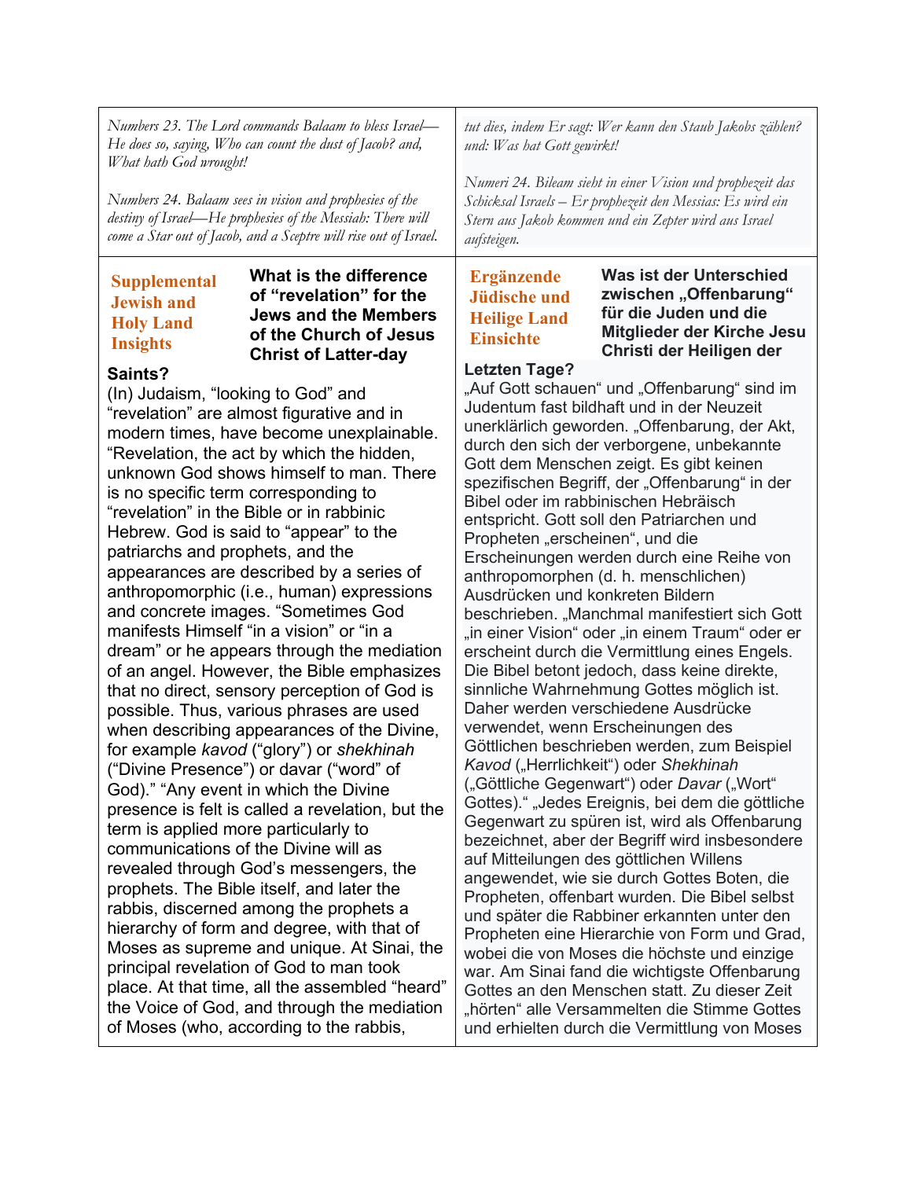*Numbers 23. The Lord commands Balaam to bless Israel—He does so, saying, Who can count the dust of Jacob? and, What hath God wrought!*

*Numbers 24. Balaam sees in vision and prophesies of the destiny of Israel—He prophesies of the Messiah: There will come a Star out of Jacob, and a Sceptre will rise out of Israel.*

## Supplemental Jewish and Holy Land Insights

**What is the difference of "revelation" for the Jews and the Members of the Church of Jesus Christ of Latter-day Saints?**

(In) Judaism, "looking to God" and "revelation" are almost figurative and in modern times, have become unexplainable. "Revelation, the act by which the hidden, unknown God shows himself to man. There is no specific term corresponding to "revelation" in the Bible or in rabbinic Hebrew. God is said to "appear" to the patriarchs and prophets, and the appearances are described by a series of anthropomorphic (i.e., human) expressions and concrete images. "Sometimes God manifests Himself "in a vision" or "in a dream" or he appears through the mediation of an angel. However, the Bible emphasizes that no direct, sensory perception of God is possible. Thus, various phrases are used when describing appearances of the Divine, for example *kavod* ("glory") or *shekhinah* ("Divine Presence") or davar ("word" of God)." "Any event in which the Divine presence is felt is called a revelation, but the term is applied more particularly to communications of the Divine will as revealed through God's messengers, the prophets. The Bible itself, and later the rabbis, discerned among the prophets a hierarchy of form and degree, with that of Moses as supreme and unique. At Sinai, the principal revelation of God to man took place. At that time, all the assembled "heard" the Voice of God, and through the mediation of Moses (who, according to the rabbis,

*tut dies, indem Er sagt: Wer kann den Staub Jakobs zählen? und: Was hat Gott gewirkt!*

*Numeri 24. Bileam sieht in einer Vision und prophezeit das Schicksal Israels – Er prophezeit den Messias: Es wird ein Stern aus Jakob kommen und ein Zepter wird aus Israel aufsteigen.*

## Ergänzende Jüdische und Heilige Land Einsichte

**Was ist der Unterschied zwischen „Offenbarung" für die Juden und die Mitglieder der Kirche Jesu Christi der Heiligen der Letzten Tage?**

„Auf Gott schauen" und „Offenbarung" sind im Judentum fast bildhaft und in der Neuzeit unerklärlich geworden. „Offenbarung, der Akt, durch den sich der verborgene, unbekannte Gott dem Menschen zeigt. Es gibt keinen spezifischen Begriff, der „Offenbarung" in der Bibel oder im rabbinischen Hebräisch entspricht. Gott soll den Patriarchen und Propheten „erscheinen", und die Erscheinungen werden durch eine Reihe von anthropomorphen (d. h. menschlichen) Ausdrücken und konkreten Bildern beschrieben. „Manchmal manifestiert sich Gott „in einer Vision" oder „in einem Traum" oder er erscheint durch die Vermittlung eines Engels. Die Bibel betont jedoch, dass keine direkte, sinnliche Wahrnehmung Gottes möglich ist. Daher werden verschiedene Ausdrücke verwendet, wenn Erscheinungen des Göttlichen beschrieben werden, zum Beispiel *Kavod* („Herrlichkeit") oder *Shekhinah* („Göttliche Gegenwart") oder *Davar* („Wort" Gottes)." „Jedes Ereignis, bei dem die göttliche Gegenwart zu spüren ist, wird als Offenbarung bezeichnet, aber der Begriff wird insbesondere auf Mitteilungen des göttlichen Willens angewendet, wie sie durch Gottes Boten, die Propheten, offenbart wurden. Die Bibel selbst und später die Rabbiner erkannten unter den Propheten eine Hierarchie von Form und Grad, wobei die von Moses die höchste und einzige war. Am Sinai fand die wichtigste Offenbarung Gottes an den Menschen statt. Zu dieser Zeit „hörten" alle Versammelten die Stimme Gottes und erhielten durch die Vermittlung von Moses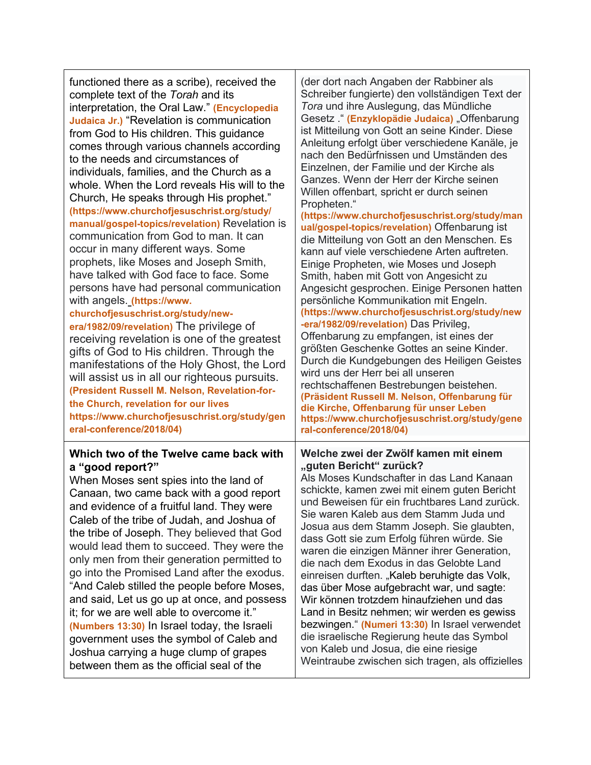| | |
|---|---|
| functioned there as a scribe), received the complete text of the *Torah* and its interpretation, the Oral Law." **(Encyclopedia Judaica Jr.)** "Revelation is communication from God to His children. This guidance comes through various channels according to the needs and circumstances of individuals, families, and the Church as a whole. When the Lord reveals His will to the Church, He speaks through His prophet." **(https://www.churchofjesuschrist.org/study/manual/gospel-topics/revelation)** Revelation is communication from God to man. It can occur in many different ways. Some prophets, like Moses and Joseph Smith, have talked with God face to face. Some persons have had personal communication with angels. **(https://www.churchofjesuschrist.org/study/new-era/1982/09/revelation)** The privilege of receiving revelation is one of the greatest gifts of God to His children. Through the manifestations of the Holy Ghost, the Lord will assist us in all our righteous pursuits. **(President Russell M. Nelson, Revelation-for-the Church, revelation for our lives https://www.churchofjesuschrist.org/study/general-conference/2018/04)** | (der dort nach Angaben der Rabbiner als Schreiber fungierte) den vollständigen Text der *Tora* und ihre Auslegung, das Mündliche Gesetz ." **(Enzyklopädie Judaica)** „Offenbarung ist Mitteilung von Gott an seine Kinder. Diese Anleitung erfolgt über verschiedene Kanäle, je nach den Bedürfnissen und Umständen des Einzelnen, der Familie und der Kirche als Ganzes. Wenn der Herr der Kirche seinen Willen offenbart, spricht er durch seinen Propheten." **(https://www.churchofjesuschrist.org/study/manual/gospel-topics/revelation)** Offenbarung ist die Mitteilung von Gott an den Menschen. Es kann auf viele verschiedene Arten auftreten. Einige Propheten, wie Moses und Joseph Smith, haben mit Gott von Angesicht zu Angesicht gesprochen. Einige Personen hatten persönliche Kommunikation mit Engeln. **(https://www.churchofjesuschrist.org/study/new-era/1982/09/revelation)** Das Privileg, Offenbarung zu empfangen, ist eines der größten Geschenke Gottes an seine Kinder. Durch die Kundgebungen des Heiligen Geistes wird uns der Herr bei all unseren rechtschaffenen Bestrebungen beistehen. **(Präsident Russell M. Nelson, Offenbarung für die Kirche, Offenbarung für unser Leben https://www.churchofjesuschrist.org/study/general-conference/2018/04)** |
| **Which two of the Twelve came back with a "good report?"** When Moses sent spies into the land of Canaan, two came back with a good report and evidence of a fruitful land. They were Caleb of the tribe of Judah, and Joshua of the tribe of Joseph. They believed that God would lead them to succeed. They were the only men from their generation permitted to go into the Promised Land after the exodus. "And Caleb stilled the people before Moses, and said, Let us go up at once, and possess it; for we are well able to overcome it." **(Numbers 13:30)** In Israel today, the Israeli government uses the symbol of Caleb and Joshua carrying a huge clump of grapes between them as the official seal of the | **Welche zwei der Zwölf kamen mit einem „guten Bericht" zurück?** Als Moses Kundschafter in das Land Kanaan schickte, kamen zwei mit einem guten Bericht und Beweisen für ein fruchtbares Land zurück. Sie waren Kaleb aus dem Stamm Juda und Josua aus dem Stamm Joseph. Sie glaubten, dass Gott sie zum Erfolg führen würde. Sie waren die einzigen Männer ihrer Generation, die nach dem Exodus in das Gelobte Land einreisen durften. „Kaleb beruhigte das Volk, das über Mose aufgebracht war, und sagte: Wir können trotzdem hinaufziehen und das Land in Besitz nehmen; wir werden es gewiss bezwingen." **(Numeri 13:30)** In Israel verwendet die israelische Regierung heute das Symbol von Kaleb und Josua, die eine riesige Weintraube zwischen sich tragen, als offizielles |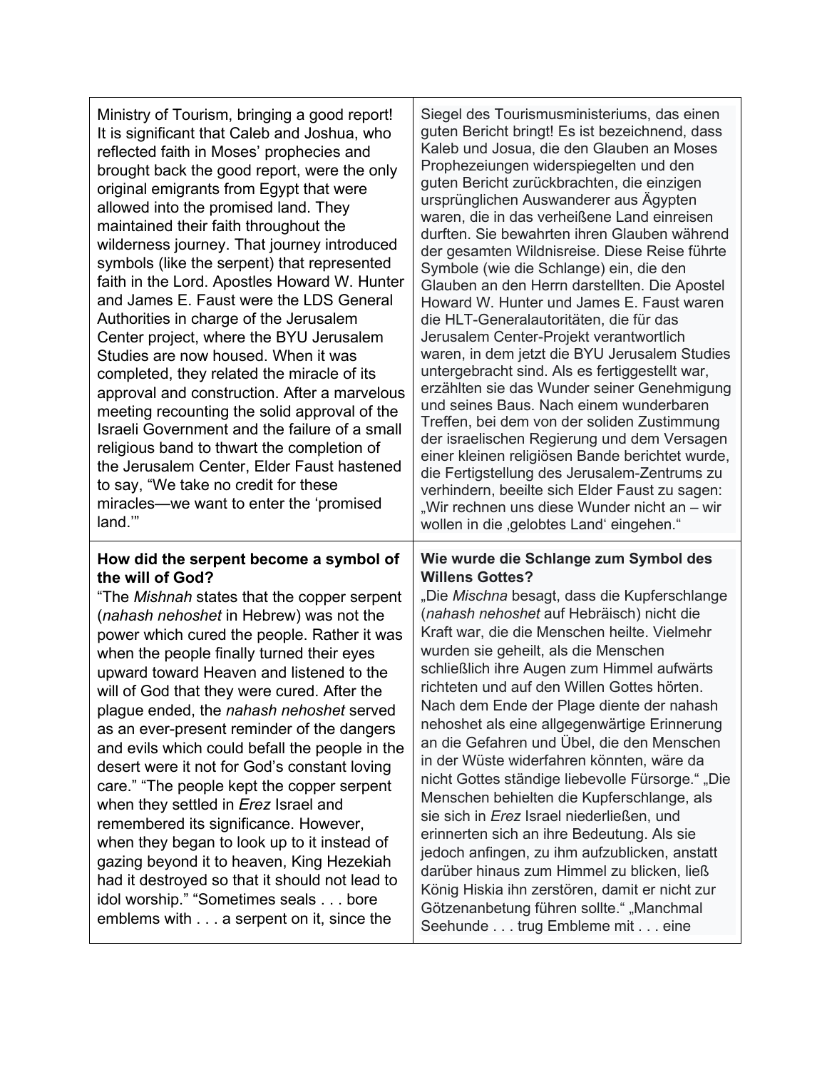| | |
|---|---|
| Ministry of Tourism, bringing a good report! It is significant that Caleb and Joshua, who reflected faith in Moses' prophecies and brought back the good report, were the only original emigrants from Egypt that were allowed into the promised land. They maintained their faith throughout the wilderness journey. That journey introduced symbols (like the serpent) that represented faith in the Lord. Apostles Howard W. Hunter and James E. Faust were the LDS General Authorities in charge of the Jerusalem Center project, where the BYU Jerusalem Studies are now housed. When it was completed, they related the miracle of its approval and construction. After a marvelous meeting recounting the solid approval of the Israeli Government and the failure of a small religious band to thwart the completion of the Jerusalem Center, Elder Faust hastened to say, "We take no credit for these miracles—we want to enter the 'promised land.'" | Siegel des Tourismusministeriums, das einen guten Bericht bringt! Es ist bezeichnend, dass Kaleb und Josua, die den Glauben an Moses Prophezeiungen widerspiegelten und den guten Bericht zurückbrachten, die einzigen ursprünglichen Auswanderer aus Ägypten waren, die in das verheißene Land einreisen durften. Sie bewahrten ihren Glauben während der gesamten Wildnisreise. Diese Reise führte Symbole (wie die Schlange) ein, die den Glauben an den Herrn darstellten. Die Apostel Howard W. Hunter und James E. Faust waren die HLT-Generalautoritäten, die für das Jerusalem Center-Projekt verantwortlich waren, in dem jetzt die BYU Jerusalem Studies untergebracht sind. Als es fertiggestellt war, erzählten sie das Wunder seiner Genehmigung und seines Baus. Nach einem wunderbaren Treffen, bei dem von der soliden Zustimmung der israelischen Regierung und dem Versagen einer kleinen religiösen Bande berichtet wurde, die Fertigstellung des Jerusalem-Zentrums zu verhindern, beeilte sich Elder Faust zu sagen: „Wir rechnen uns diese Wunder nicht an – wir wollen in die ‚gelobtes Land' eingehen." |
| **How did the serpent become a symbol of the will of God?**<br>"The *Mishnah* states that the copper serpent (*nahash nehoshet* in Hebrew) was not the power which cured the people. Rather it was when the people finally turned their eyes upward toward Heaven and listened to the will of God that they were cured. After the plague ended, the *nahash nehoshet* served as an ever-present reminder of the dangers and evils which could befall the people in the desert were it not for God's constant loving care." "The people kept the copper serpent when they settled in *Erez* Israel and remembered its significance. However, when they began to look up to it instead of gazing beyond it to heaven, King Hezekiah had it destroyed so that it should not lead to idol worship." "Sometimes seals . . . bore emblems with . . . a serpent on it, since the | **Wie wurde die Schlange zum Symbol des Willens Gottes?**<br>„Die *Mischna* besagt, dass die Kupferschlange (*nahash nehoshet* auf Hebräisch) nicht die Kraft war, die die Menschen heilte. Vielmehr wurden sie geheilt, als die Menschen schließlich ihre Augen zum Himmel aufwärts richteten und auf den Willen Gottes hörten. Nach dem Ende der Plage diente der nahash nehoshet als eine allgegenwärtige Erinnerung an die Gefahren und Übel, die den Menschen in der Wüste widerfahren könnten, wäre da nicht Gottes ständige liebevolle Fürsorge." „Die Menschen behielten die Kupferschlange, als sie sich in *Erez* Israel niederließen, und erinnerten sich an ihre Bedeutung. Als sie jedoch anfingen, zu ihm aufzublicken, anstatt darüber hinaus zum Himmel zu blicken, ließ König Hiskia ihn zerstören, damit er nicht zur Götzenanbetung führen sollte." „Manchmal Seehunde . . . trug Embleme mit . . . eine |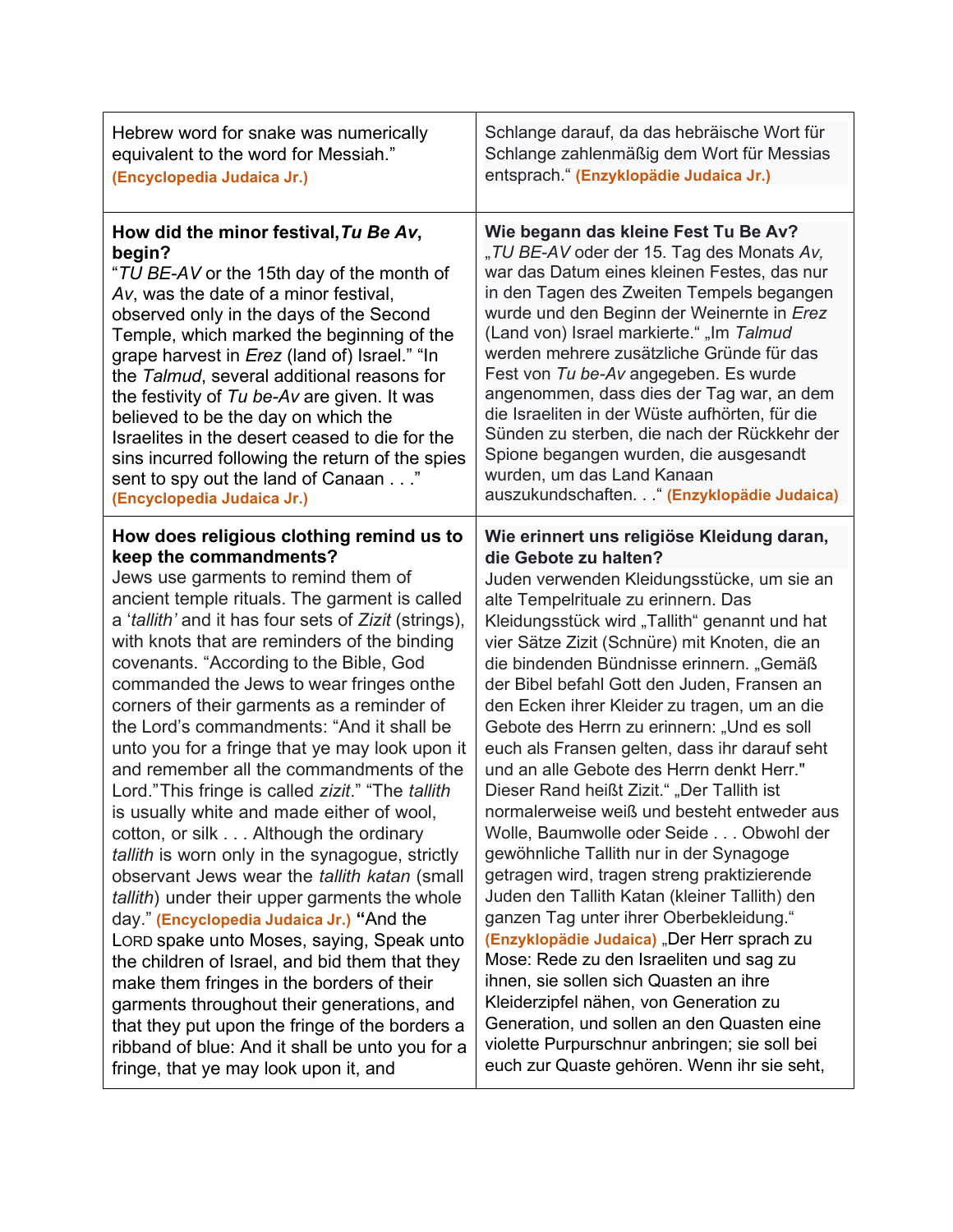| | |
|---|---|
| Hebrew word for snake was numerically equivalent to the word for Messiah.” **(Encyclopedia Judaica Jr.)** | Schlange darauf, da das hebräische Wort für Schlange zahlenmäßig dem Wort für Messias entsprach.“ **(Enzyklopädie Judaica Jr.)** |
| **How did the minor festival, *Tu Be Av*, begin?** “*TU BE-AV* or the 15th day of the month of *Av*, was the date of a minor festival, observed only in the days of the Second Temple, which marked the beginning of the grape harvest in *Erez* (land of) Israel.” “In the *Talmud*, several additional reasons for the festivity of *Tu be-Av* are given. It was believed to be the day on which the Israelites in the desert ceased to die for the sins incurred following the return of the spies sent to spy out the land of Canaan . . .” **(Encyclopedia Judaica Jr.)** | **Wie begann das kleine Fest Tu Be Av?** „*TU BE-AV* oder der 15. Tag des Monats *Av,* war das Datum eines kleinen Festes, das nur in den Tagen des Zweiten Tempels begangen wurde und den Beginn der Weinernte in *Erez* (Land von) Israel markierte.“ „Im *Talmud* werden mehrere zusätzliche Gründe für das Fest von *Tu be-Av* angegeben. Es wurde angenommen, dass dies der Tag war, an dem die Israeliten in der Wüste aufhörten, für die Sünden zu sterben, die nach der Rückkehr der Spione begangen wurden, die ausgesandt wurden, um das Land Kanaan auszukundschaften. . .“ **(Enzyklopädie Judaica)** |
| **How does religious clothing remind us to keep the commandments?** Jews use garments to remind them of ancient temple rituals. The garment is called a ‘*tallith’* and it has four sets of *Zizit* (strings), with knots that are reminders of the binding covenants. “According to the Bible, God commanded the Jews to wear fringes onthe corners of their garments as a reminder of the Lord’s commandments: “And it shall be unto you for a fringe that ye may look upon it and remember all the commandments of the Lord.”This fringe is called *zizit*.” “The *tallith* is usually white and made either of wool, cotton, or silk . . . Although the ordinary *tallith* is worn only in the synagogue, strictly observant Jews wear the *tallith katan* (small *tallith*) under their upper garments the whole day.” **(Encyclopedia Judaica Jr.)** **“**And the LORD spake unto Moses, saying, Speak unto the children of Israel, and bid them that they make them fringes in the borders of their garments throughout their generations, and that they put upon the fringe of the borders a ribband of blue: And it shall be unto you for a fringe, that ye may look upon it, and | **Wie erinnert uns religiöse Kleidung daran, die Gebote zu halten?** Juden verwenden Kleidungsstücke, um sie an alte Tempelrituale zu erinnern. Das Kleidungsstück wird „Tallith“ genannt und hat vier Sätze Zizit (Schnüre) mit Knoten, die an die bindenden Bündnisse erinnern. „Gemäß der Bibel befahl Gott den Juden, Fransen an den Ecken ihrer Kleider zu tragen, um an die Gebote des Herrn zu erinnern: „Und es soll euch als Fransen gelten, dass ihr darauf seht und an alle Gebote des Herrn denkt Herr." Dieser Rand heißt Zizit.“ „Der Tallith ist normalerweise weiß und besteht entweder aus Wolle, Baumwolle oder Seide . . . Obwohl der gewöhnliche Tallith nur in der Synagoge getragen wird, tragen streng praktizierende Juden den Tallith Katan (kleiner Tallith) den ganzen Tag unter ihrer Oberbekleidung.“ **(Enzyklopädie Judaica)** „Der Herr sprach zu Mose: Rede zu den Israeliten und sag zu ihnen, sie sollen sich Quasten an ihre Kleiderzipfel nähen, von Generation zu Generation, und sollen an den Quasten eine violette Purpurschnur anbringen; sie soll bei euch zur Quaste gehören. Wenn ihr sie seht, |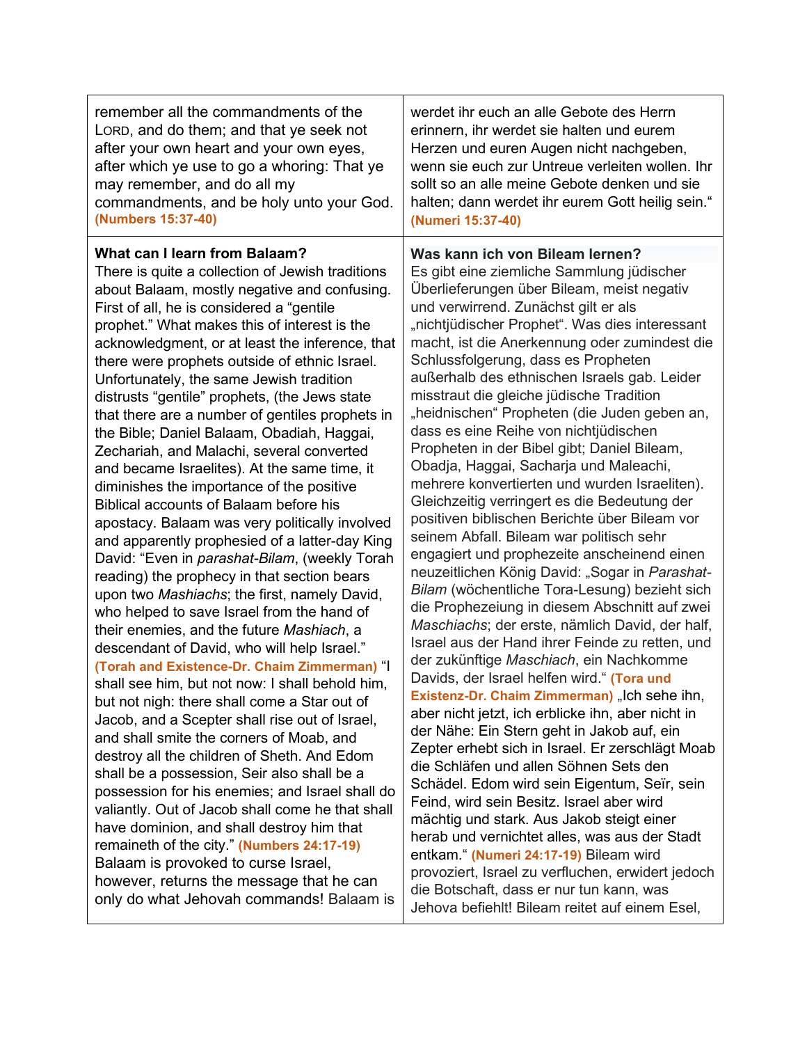| | |
|---|---|
| remember all the commandments of the LORD, and do them; and that ye seek not after your own heart and your own eyes, after which ye use to go a whoring: That ye may remember, and do all my commandments, and be holy unto your God. **(Numbers 15:37-40)** | werdet ihr euch an alle Gebote des Herrn erinnern, ihr werdet sie halten und eurem Herzen und euren Augen nicht nachgeben, wenn sie euch zur Untreue verleiten wollen. Ihr sollt so an alle meine Gebote denken und sie halten; dann werdet ihr eurem Gott heilig sein.“ **(Numeri 15:37-40)** |
| **What can I learn from Balaam?** There is quite a collection of Jewish traditions about Balaam, mostly negative and confusing. First of all, he is considered a “gentile prophet.” What makes this of interest is the acknowledgment, or at least the inference, that there were prophets outside of ethnic Israel. Unfortunately, the same Jewish tradition distrusts “gentile” prophets, (the Jews state that there are a number of gentiles prophets in the Bible; Daniel Balaam, Obadiah, Haggai, Zechariah, and Malachi, several converted and became Israelites). At the same time, it diminishes the importance of the positive Biblical accounts of Balaam before his apostacy. Balaam was very politically involved and apparently prophesied of a latter-day King David: “Even in *parashat-Bilam*, (weekly Torah reading) the prophecy in that section bears upon two *Mashiachs*; the first, namely David, who helped to save Israel from the hand of their enemies, and the future *Mashiach*, a descendant of David, who will help Israel.” **(Torah and Existence-Dr. Chaim Zimmerman)** “I shall see him, but not now: I shall behold him, but not nigh: there shall come a Star out of Jacob, and a Scepter shall rise out of Israel, and shall smite the corners of Moab, and destroy all the children of Sheth. And Edom shall be a possession, Seir also shall be a possession for his enemies; and Israel shall do valiantly. Out of Jacob shall come he that shall have dominion, and shall destroy him that remaineth of the city.” **(Numbers 24:17-19)** Balaam is provoked to curse Israel, however, returns the message that he can only do what Jehovah commands! Balaam is | **Was kann ich von Bileam lernen?** Es gibt eine ziemliche Sammlung jüdischer Überlieferungen über Bileam, meist negativ und verwirrend. Zunächst gilt er als „nichtjüdischer Prophet“. Was dies interessant macht, ist die Anerkennung oder zumindest die Schlussfolgerung, dass es Propheten außerhalb des ethnischen Israels gab. Leider misstraut die gleiche jüdische Tradition „heidnischen“ Propheten (die Juden geben an, dass es eine Reihe von nichtjüdischen Propheten in der Bibel gibt; Daniel Bileam, Obadja, Haggai, Sacharja und Maleachi, mehrere konvertierten und wurden Israeliten). Gleichzeitig verringert es die Bedeutung der positiven biblischen Berichte über Bileam vor seinem Abfall. Bileam war politisch sehr engagiert und prophezeite anscheinend einen neuzeitlichen König David: „Sogar in *Parashat-Bilam* (wöchentliche Tora-Lesung) bezieht sich die Prophezeiung in diesem Abschnitt auf zwei *Maschiachs*; der erste, nämlich David, der half, Israel aus der Hand ihrer Feinde zu retten, und der zukünftige *Maschiach*, ein Nachkomme Davids, der Israel helfen wird.“ **(Tora und Existenz-Dr. Chaim Zimmerman)** „Ich sehe ihn, aber nicht jetzt, ich erblicke ihn, aber nicht in der Nähe: Ein Stern geht in Jakob auf, ein Zepter erhebt sich in Israel. Er zerschlägt Moab die Schläfen und allen Söhnen Sets den Schädel. Edom wird sein Eigentum, Seïr, sein Feind, wird sein Besitz. Israel aber wird mächtig und stark. Aus Jakob steigt einer herab und vernichtet alles, was aus der Stadt entkam.“ **(Numeri 24:17-19)** Bileam wird provoziert, Israel zu verfluchen, erwidert jedoch die Botschaft, dass er nur tun kann, was Jehova befiehlt! Bileam reitet auf einem Esel, |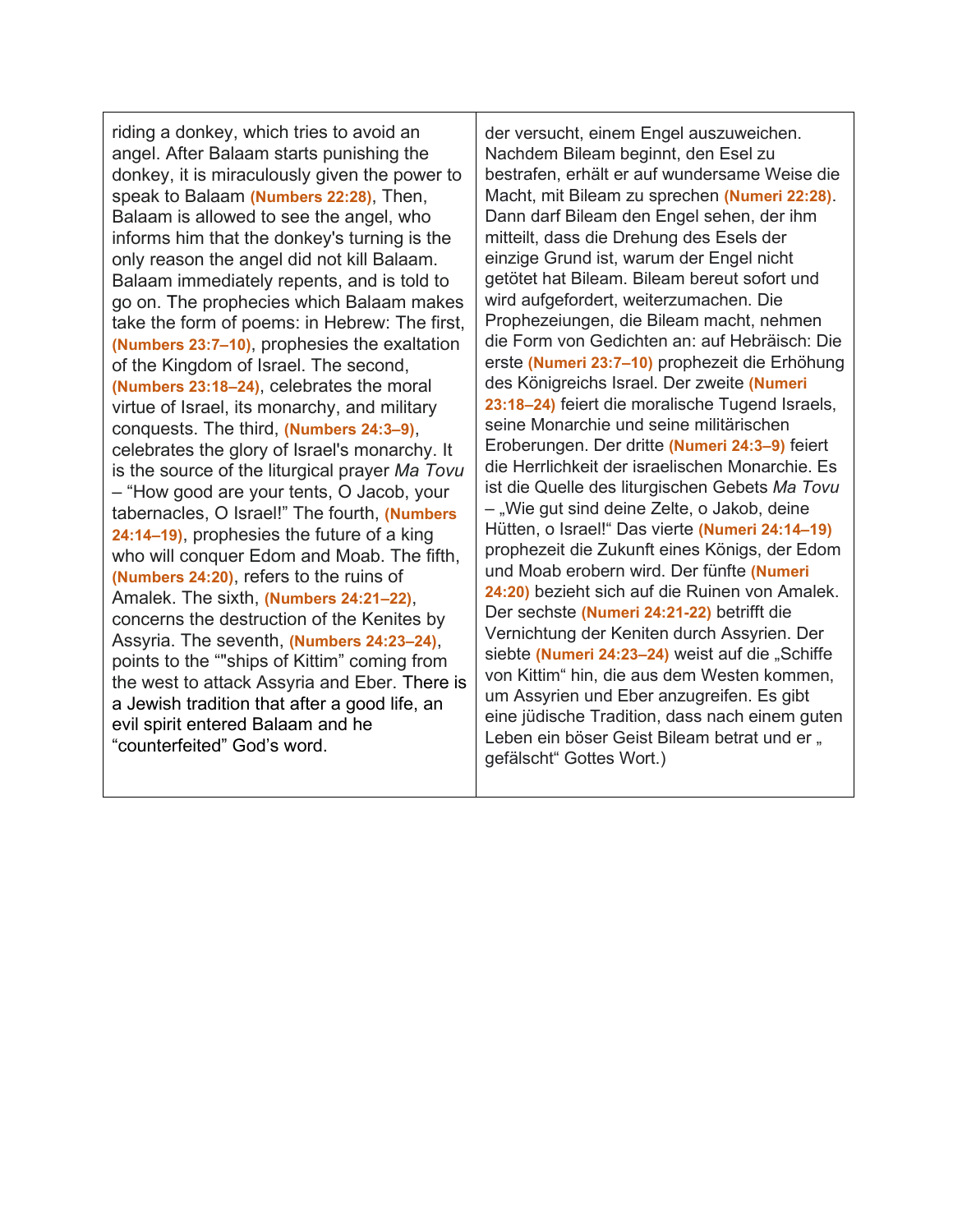| | |
|---|---|
| riding a donkey, which tries to avoid an angel. After Balaam starts punishing the donkey, it is miraculously given the power to speak to Balaam **(Numbers 22:28)**, Then, Balaam is allowed to see the angel, who informs him that the donkey's turning is the only reason the angel did not kill Balaam. Balaam immediately repents, and is told to go on. The prophecies which Balaam makes take the form of poems: in Hebrew: The first, **(Numbers 23:7–10)**, prophesies the exaltation of the Kingdom of Israel. The second, **(Numbers 23:18–24)**, celebrates the moral virtue of Israel, its monarchy, and military conquests. The third, **(Numbers 24:3–9)**, celebrates the glory of Israel's monarchy. It is the source of the liturgical prayer *Ma Tovu* – "How good are your tents, O Jacob, your tabernacles, O Israel!" The fourth, **(Numbers 24:14–19)**, prophesies the future of a king who will conquer Edom and Moab. The fifth, **(Numbers 24:20)**, refers to the ruins of Amalek. The sixth, **(Numbers 24:21–22)**, concerns the destruction of the Kenites by Assyria. The seventh, **(Numbers 24:23–24)**, points to the ""ships of Kittim" coming from the west to attack Assyria and Eber. There is a Jewish tradition that after a good life, an evil spirit entered Balaam and he "counterfeited" God's word. | der versucht, einem Engel auszuweichen. Nachdem Bileam beginnt, den Esel zu bestrafen, erhält er auf wundersame Weise die Macht, mit Bileam zu sprechen **(Numeri 22:28)**. Dann darf Bileam den Engel sehen, der ihm mitteilt, dass die Drehung des Esels der einzige Grund ist, warum der Engel nicht getötet hat Bileam. Bileam bereut sofort und wird aufgefordert, weiterzumachen. Die Prophezeiungen, die Bileam macht, nehmen die Form von Gedichten an: auf Hebräisch: Die erste **(Numeri 23:7–10)** prophezeit die Erhöhung des Königreichs Israel. Der zweite **(Numeri 23:18–24)** feiert die moralische Tugend Israels, seine Monarchie und seine militärischen Eroberungen. Der dritte **(Numeri 24:3–9)** feiert die Herrlichkeit der israelischen Monarchie. Es ist die Quelle des liturgischen Gebets *Ma Tovu* – „Wie gut sind deine Zelte, o Jakob, deine Hütten, o Israel!" Das vierte **(Numeri 24:14–19)** prophezeit die Zukunft eines Königs, der Edom und Moab erobern wird. Der fünfte **(Numeri 24:20)** bezieht sich auf die Ruinen von Amalek. Der sechste **(Numeri 24:21-22)** betrifft die Vernichtung der Keniten durch Assyrien. Der siebte **(Numeri 24:23–24)** weist auf die „Schiffe von Kittim" hin, die aus dem Westen kommen, um Assyrien und Eber anzugreifen. Es gibt eine jüdische Tradition, dass nach einem guten Leben ein böser Geist Bileam betrat und er „ gefälscht" Gottes Wort.) |